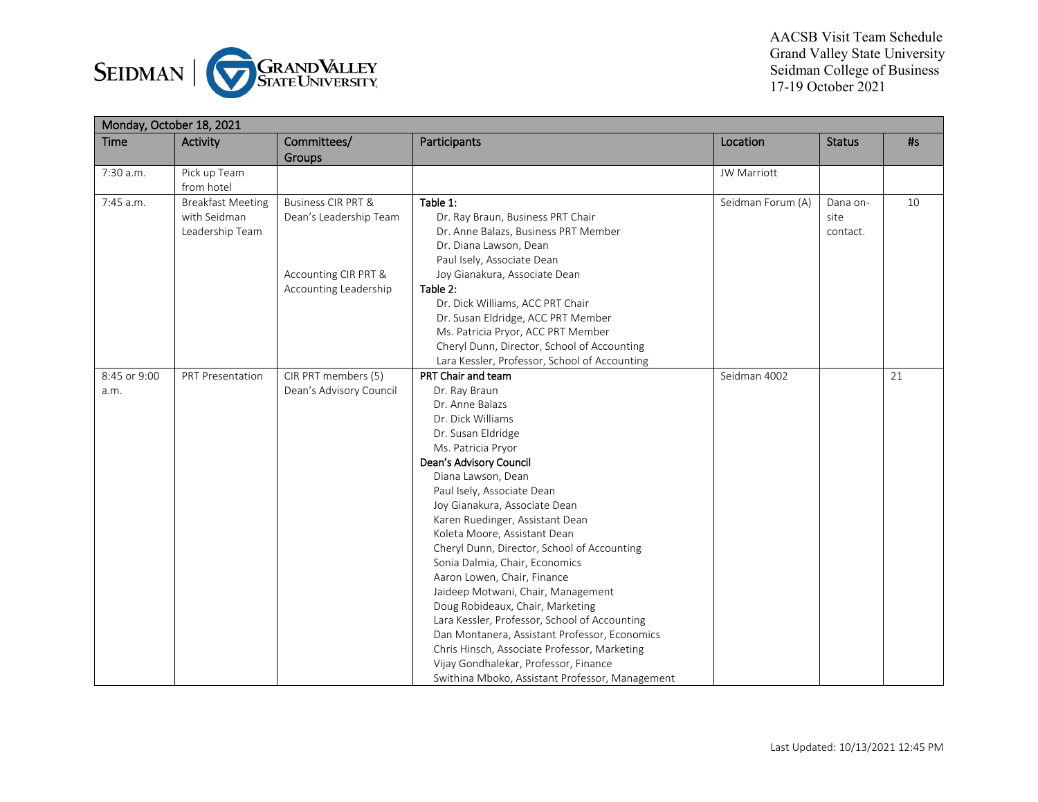AACSB Visit Team Schedule
Grand Valley State University
Seidman College of Business
17-19 October 2021

| Monday, October 18, 2021 | | | | | | |
|---|---|---|---|---|---|---|
| **Time** | **Activity** | **Committees/ Groups** | **Participants** | **Location** | **Status** | **#s** |
| 7:30 a.m. | Pick up Team from hotel | | | JW Marriott | | |
| 7:45 a.m. | Breakfast Meeting with Seidman Leadership Team | Business CIR PRT & Dean's Leadership Team<br><br>Accounting CIR PRT & Accounting Leadership | **Table 1:**<br>Dr. Ray Braun, Business PRT Chair<br>Dr. Anne Balazs, Business PRT Member<br>Dr. Diana Lawson, Dean<br>Paul Isely, Associate Dean<br>Joy Gianakura, Associate Dean<br>**Table 2:**<br>Dr. Dick Williams, ACC PRT Chair<br>Dr. Susan Eldridge, ACC PRT Member<br>Ms. Patricia Pryor, ACC PRT Member<br>Cheryl Dunn, Director, School of Accounting<br>Lara Kessler, Professor, School of Accounting | Seidman Forum (A) | Dana on-site contact. | 10 |
| 8:45 or 9:00 a.m. | PRT Presentation | CIR PRT members (5)<br>Dean's Advisory Council | **PRT Chair and team**<br>Dr. Ray Braun<br>Dr. Anne Balazs<br>Dr. Dick Williams<br>Dr. Susan Eldridge<br>Ms. Patricia Pryor<br>**Dean's Advisory Council**<br>Diana Lawson, Dean<br>Paul Isely, Associate Dean<br>Joy Gianakura, Associate Dean<br>Karen Ruedinger, Assistant Dean<br>Koleta Moore, Assistant Dean<br>Cheryl Dunn, Director, School of Accounting<br>Sonia Dalmia, Chair, Economics<br>Aaron Lowen, Chair, Finance<br>Jaideep Motwani, Chair, Management<br>Doug Robideaux, Chair, Marketing<br>Lara Kessler, Professor, School of Accounting<br>Dan Montanera, Assistant Professor, Economics<br>Chris Hinsch, Associate Professor, Marketing<br>Vijay Gondhalekar, Professor, Finance<br>Swithina Mboko, Assistant Professor, Management | Seidman 4002 | | 21 |

Last Updated: 10/13/2021 12:45 PM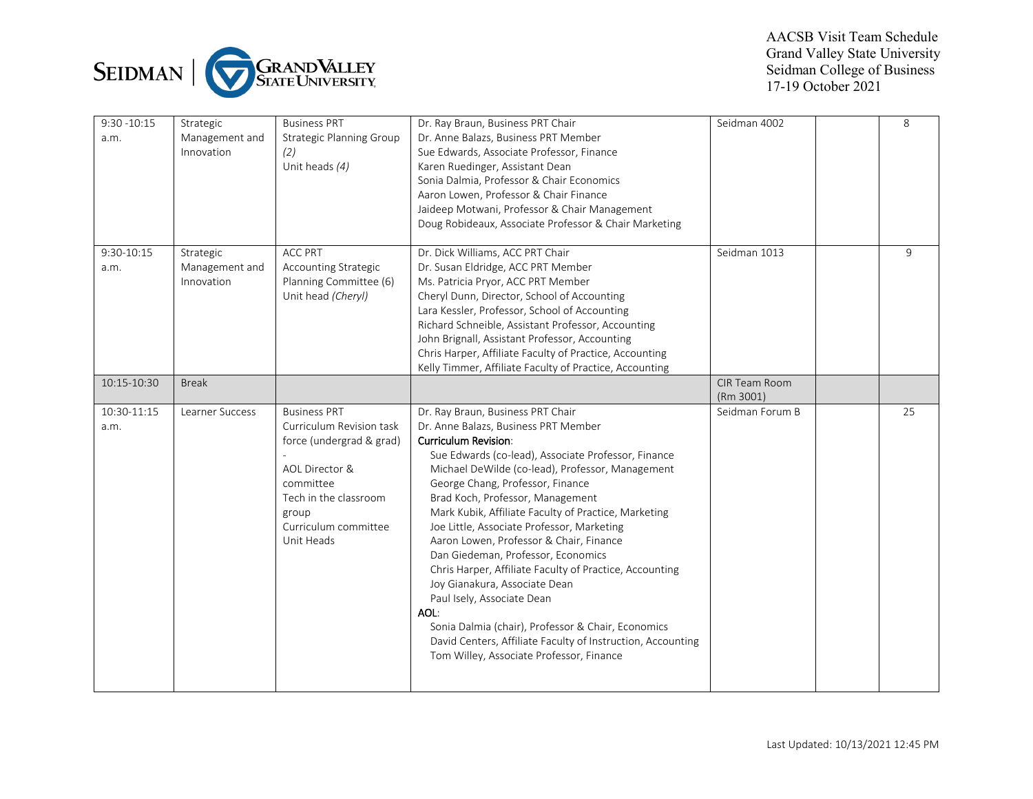| 9:30 -10:15 a.m. | Strategic Management and Innovation | Business PRT<br>Strategic Planning Group *(2)*<br>Unit heads *(4)* | Dr. Ray Braun, Business PRT Chair<br>Dr. Anne Balazs, Business PRT Member<br>Sue Edwards, Associate Professor, Finance<br>Karen Ruedinger, Assistant Dean<br>Sonia Dalmia, Professor & Chair Economics<br>Aaron Lowen, Professor & Chair Finance<br>Jaideep Motwani, Professor & Chair Management<br>Doug Robideaux, Associate Professor & Chair Marketing | Seidman 4002 | | 8 |
|---|---|---|---|---|---|---|
| 9:30-10:15 a.m. | Strategic Management and Innovation | ACC PRT<br>Accounting Strategic Planning Committee (6)<br>Unit head *(Cheryl)* | Dr. Dick Williams, ACC PRT Chair<br>Dr. Susan Eldridge, ACC PRT Member<br>Ms. Patricia Pryor, ACC PRT Member<br>Cheryl Dunn, Director, School of Accounting<br>Lara Kessler, Professor, School of Accounting<br>Richard Schneible, Assistant Professor, Accounting<br>John Brignall, Assistant Professor, Accounting<br>Chris Harper, Affiliate Faculty of Practice, Accounting<br>Kelly Timmer, Affiliate Faculty of Practice, Accounting | Seidman 1013 | | 9 |
| 10:15-10:30 | Break | | | CIR Team Room (Rm 3001) | | |
| 10:30-11:15 a.m. | Learner Success | Business PRT<br>Curriculum Revision task force (undergrad & grad)<br>-<br>AOL Director & committee<br>Tech in the classroom group<br>Curriculum committee<br>Unit Heads | Dr. Ray Braun, Business PRT Chair<br>Dr. Anne Balazs, Business PRT Member<br>**Curriculum Revision**:<br>Sue Edwards (co-lead), Associate Professor, Finance<br>Michael DeWilde (co-lead), Professor, Management<br>George Chang, Professor, Finance<br>Brad Koch, Professor, Management<br>Mark Kubik, Affiliate Faculty of Practice, Marketing<br>Joe Little, Associate Professor, Marketing<br>Aaron Lowen, Professor & Chair, Finance<br>Dan Giedeman, Professor, Economics<br>Chris Harper, Affiliate Faculty of Practice, Accounting<br>Joy Gianakura, Associate Dean<br>Paul Isely, Associate Dean<br>**AOL**:<br>Sonia Dalmia (chair), Professor & Chair, Economics<br>David Centers, Affiliate Faculty of Instruction, Accounting<br>Tom Willey, Associate Professor, Finance | Seidman Forum B | | 25 |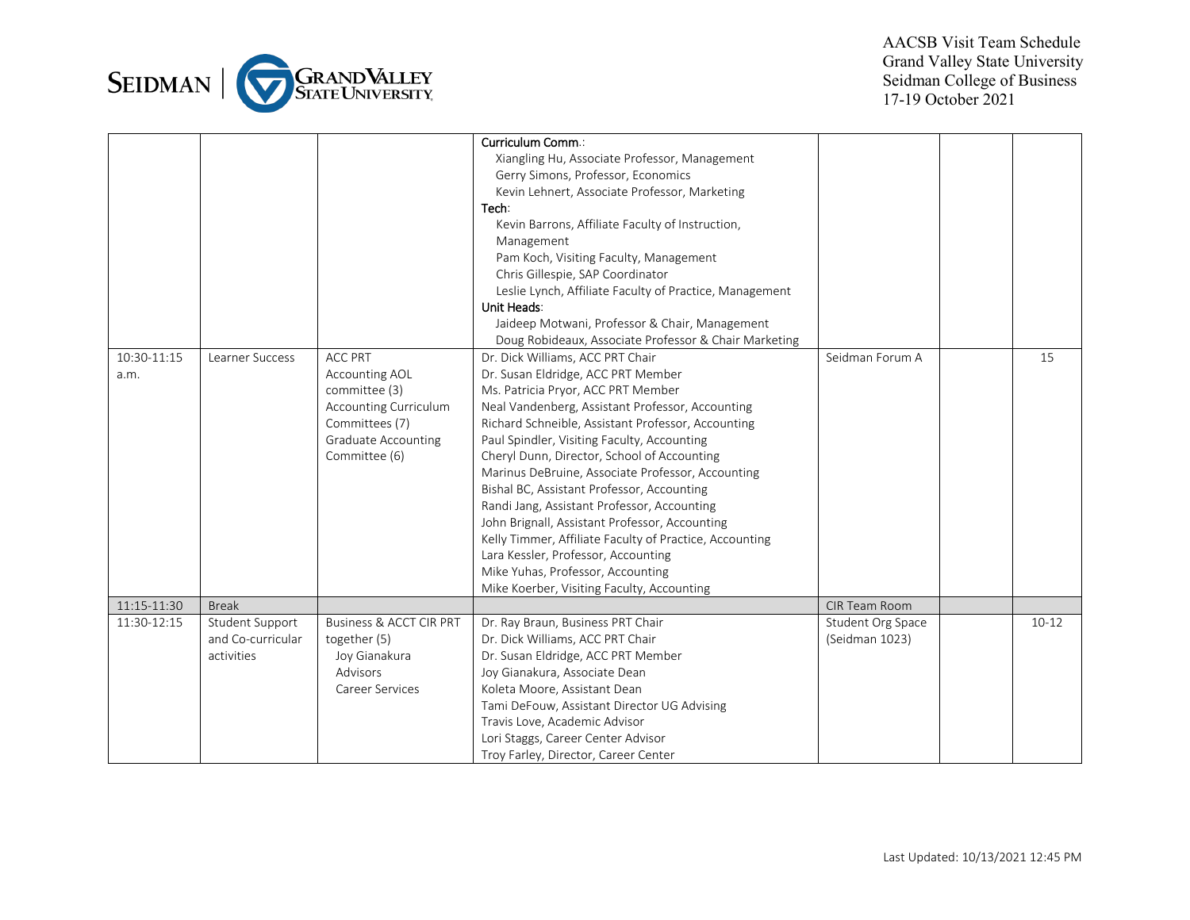| | | | | | | |
|---|---|---|---|---|---|---|
| | | | **Curriculum Comm.**:<br>Xiangling Hu, Associate Professor, Management<br>Gerry Simons, Professor, Economics<br>Kevin Lehnert, Associate Professor, Marketing<br>**Tech**:<br>Kevin Barrons, Affiliate Faculty of Instruction, Management<br>Pam Koch, Visiting Faculty, Management<br>Chris Gillespie, SAP Coordinator<br>Leslie Lynch, Affiliate Faculty of Practice, Management<br>**Unit Heads**:<br>Jaideep Motwani, Professor & Chair, Management<br>Doug Robideaux, Associate Professor & Chair Marketing | | | |
| 10:30-11:15 a.m. | Learner Success | ACC PRT<br>Accounting AOL committee (3)<br>Accounting Curriculum Committees (7)<br>Graduate Accounting Committee (6) | Dr. Dick Williams, ACC PRT Chair<br>Dr. Susan Eldridge, ACC PRT Member<br>Ms. Patricia Pryor, ACC PRT Member<br>Neal Vandenberg, Assistant Professor, Accounting<br>Richard Schneible, Assistant Professor, Accounting<br>Paul Spindler, Visiting Faculty, Accounting<br>Cheryl Dunn, Director, School of Accounting<br>Marinus DeBruine, Associate Professor, Accounting<br>Bishal BC, Assistant Professor, Accounting<br>Randi Jang, Assistant Professor, Accounting<br>John Brignall, Assistant Professor, Accounting<br>Kelly Timmer, Affiliate Faculty of Practice, Accounting<br>Lara Kessler, Professor, Accounting<br>Mike Yuhas, Professor, Accounting<br>Mike Koerber, Visiting Faculty, Accounting | Seidman Forum A | | 15 |
| 11:15-11:30 | Break | | | CIR Team Room | | |
| 11:30-12:15 | Student Support and Co-curricular activities | Business & ACCT CIR PRT together (5)<br>Joy Gianakura<br>Advisors<br>Career Services | Dr. Ray Braun, Business PRT Chair<br>Dr. Dick Williams, ACC PRT Chair<br>Dr. Susan Eldridge, ACC PRT Member<br>Joy Gianakura, Associate Dean<br>Koleta Moore, Assistant Dean<br>Tami DeFouw, Assistant Director UG Advising<br>Travis Love, Academic Advisor<br>Lori Staggs, Career Center Advisor<br>Troy Farley, Director, Career Center | Student Org Space (Seidman 1023) | | 10-12 |

Last Updated: 10/13/2021 12:45 PM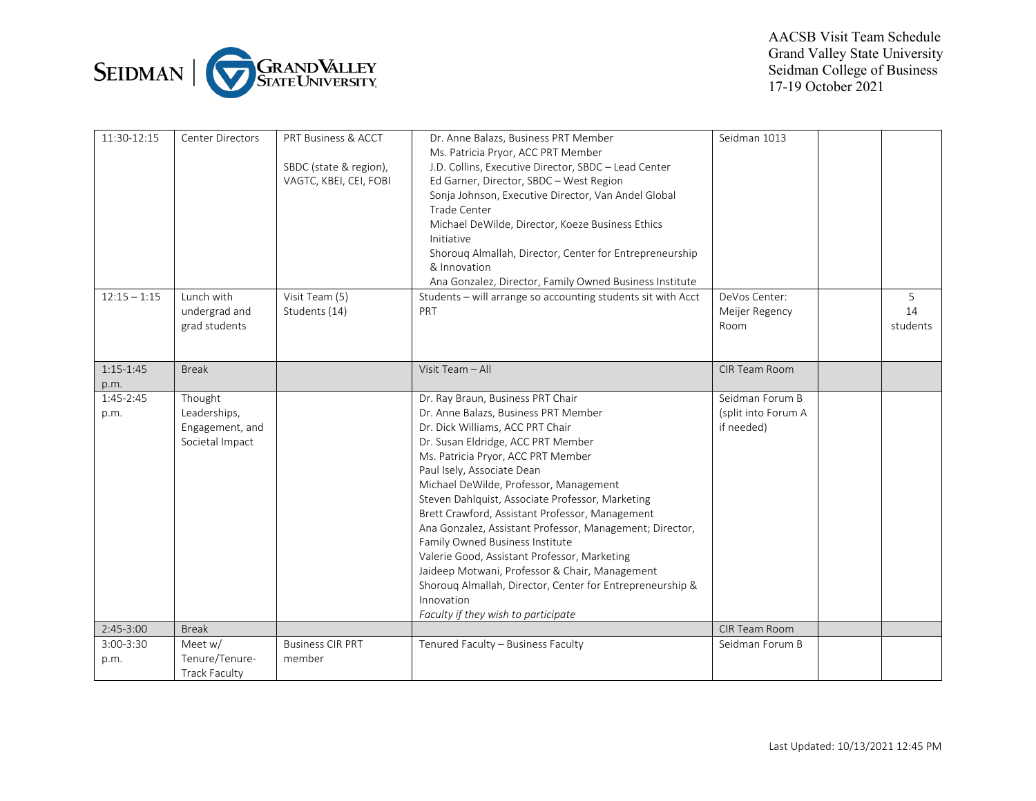| | | | | | | |
|---|---|---|---|---|---|---|
| 11:30-12:15 | Center Directors | PRT Business & ACCT<br><br>SBDC (state & region), VAGTC, KBEI, CEI, FOBI | Dr. Anne Balazs, Business PRT Member<br>Ms. Patricia Pryor, ACC PRT Member<br>J.D. Collins, Executive Director, SBDC – Lead Center<br>Ed Garner, Director, SBDC – West Region<br>Sonja Johnson, Executive Director, Van Andel Global Trade Center<br>Michael DeWilde, Director, Koeze Business Ethics Initiative<br>Shorouq Almallah, Director, Center for Entrepreneurship & Innovation<br>Ana Gonzalez, Director, Family Owned Business Institute | Seidman 1013 | | |
| 12:15 – 1:15 | Lunch with undergrad and grad students | Visit Team (5)<br>Students (14) | Students – will arrange so accounting students sit with Acct PRT | DeVos Center: Meijer Regency Room | | 5<br>14<br>students |
| 1:15-1:45 p.m. | Break | | Visit Team – All | CIR Team Room | | |
| 1:45-2:45 p.m. | Thought Leaderships, Engagement, and Societal Impact | | Dr. Ray Braun, Business PRT Chair<br>Dr. Anne Balazs, Business PRT Member<br>Dr. Dick Williams, ACC PRT Chair<br>Dr. Susan Eldridge, ACC PRT Member<br>Ms. Patricia Pryor, ACC PRT Member<br>Paul Isely, Associate Dean<br>Michael DeWilde, Professor, Management<br>Steven Dahlquist, Associate Professor, Marketing<br>Brett Crawford, Assistant Professor, Management<br>Ana Gonzalez, Assistant Professor, Management; Director, Family Owned Business Institute<br>Valerie Good, Assistant Professor, Marketing<br>Jaideep Motwani, Professor & Chair, Management<br>Shorouq Almallah, Director, Center for Entrepreneurship & Innovation<br>*Faculty if they wish to participate* | Seidman Forum B (split into Forum A if needed) | | |
| 2:45-3:00 | Break | | | CIR Team Room | | |
| 3:00-3:30 p.m. | Meet w/ Tenure/Tenure-Track Faculty | Business CIR PRT member | Tenured Faculty – Business Faculty | Seidman Forum B | | |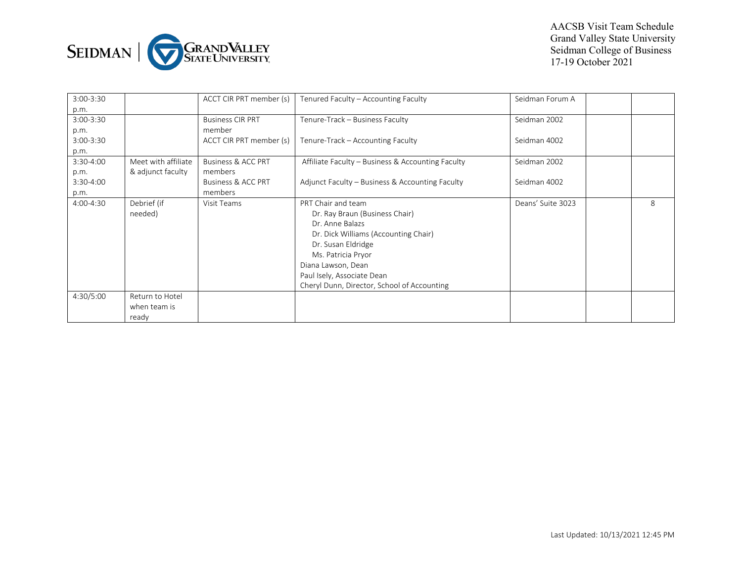AACSB Visit Team Schedule
Grand Valley State University
Seidman College of Business
17-19 October 2021

| | | | | | | |
|---|---|---|---|---|---|---|
| 3:00-3:30 p.m. | | ACCT CIR PRT member (s) | Tenured Faculty – Accounting Faculty | Seidman Forum A | | |
| 3:00-3:30 p.m. | | Business CIR PRT member | Tenure-Track – Business Faculty | Seidman 2002 | | |
| 3:00-3:30 p.m. | | ACCT CIR PRT member (s) | Tenure-Track – Accounting Faculty | Seidman 4002 | | |
| 3:30-4:00 p.m. | Meet with affiliate & adjunct faculty | Business & ACC PRT members | Affiliate Faculty – Business & Accounting Faculty | Seidman 2002 | | |
| 3:30-4:00 p.m. | | Business & ACC PRT members | Adjunct Faculty – Business & Accounting Faculty | Seidman 4002 | | |
| 4:00-4:30 | Debrief (if needed) | Visit Teams | PRT Chair and team<br>Dr. Ray Braun (Business Chair)<br>Dr. Anne Balazs<br>Dr. Dick Williams (Accounting Chair)<br>Dr. Susan Eldridge<br>Ms. Patricia Pryor<br>Diana Lawson, Dean<br>Paul Isely, Associate Dean<br>Cheryl Dunn, Director, School of Accounting | Deans' Suite 3023 | | 8 |
| 4:30/5:00 | Return to Hotel when team is ready | | | | | |

Last Updated: 10/13/2021 12:45 PM